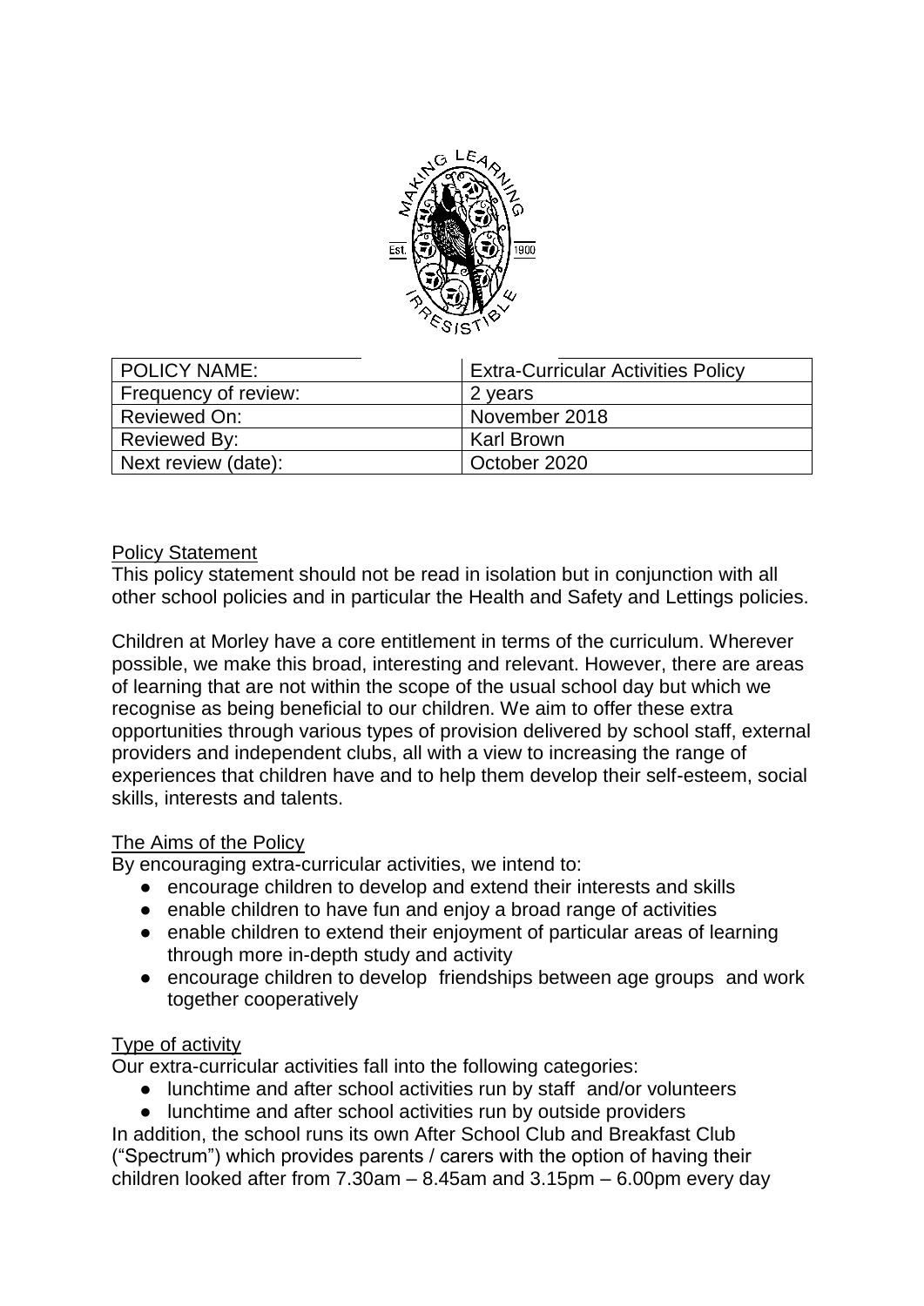| POLICY NAME: | Extra-Curricular Activities Policy |
|---|---|
| Frequency of review: | 2 years |
| Reviewed On: | November 2018 |
| Reviewed By: | Karl Brown |
| Next review (date): | October 2020 |

## Policy Statement

This policy statement should not be read in isolation but in conjunction with all other school policies and in particular the Health and Safety and Lettings policies.

Children at Morley have a core entitlement in terms of the curriculum. Wherever possible, we make this broad, interesting and relevant. However, there are areas of learning that are not within the scope of the usual school day but which we recognise as being beneficial to our children. We aim to offer these extra opportunities through various types of provision delivered by school staff, external providers and independent clubs, all with a view to increasing the range of experiences that children have and to help them develop their self-esteem, social skills, interests and talents.

## The Aims of the Policy

By encouraging extra-curricular activities, we intend to:

- encourage children to develop and extend their interests and skills
- enable children to have fun and enjoy a broad range of activities
- enable children to extend their enjoyment of particular areas of learning through more in-depth study and activity
- encourage children to develop friendships between age groups and work together cooperatively

## Type of activity

Our extra-curricular activities fall into the following categories:

- lunchtime and after school activities run by staff and/or volunteers
- lunchtime and after school activities run by outside providers

In addition, the school runs its own After School Club and Breakfast Club ("Spectrum") which provides parents / carers with the option of having their children looked after from 7.30am – 8.45am and 3.15pm – 6.00pm every day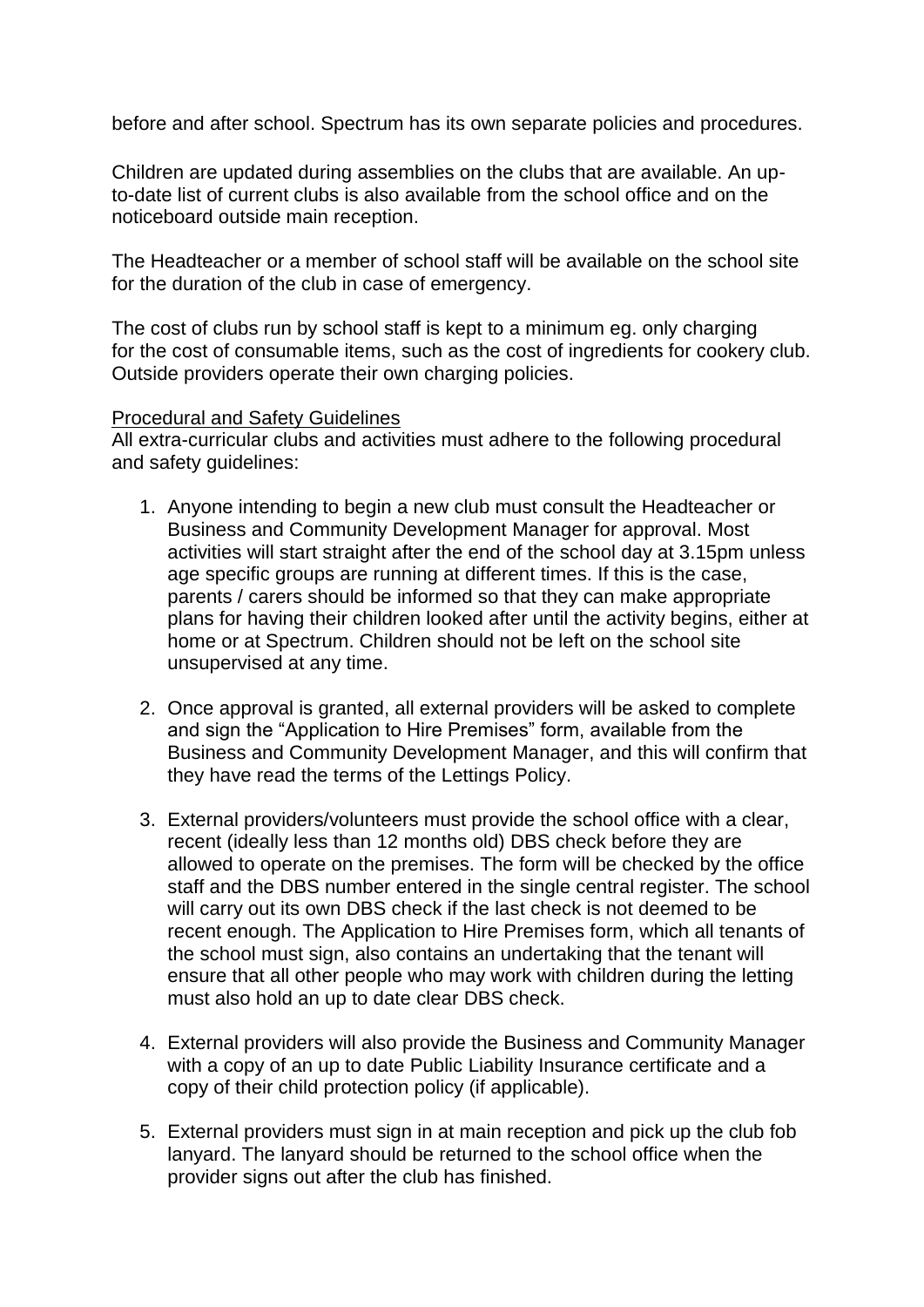before and after school. Spectrum has its own separate policies and procedures.

Children are updated during assemblies on the clubs that are available. An up-to-date list of current clubs is also available from the school office and on the noticeboard outside main reception.

The Headteacher or a member of school staff will be available on the school site for the duration of the club in case of emergency.

The cost of clubs run by school staff is kept to a minimum eg. only charging for the cost of consumable items, such as the cost of ingredients for cookery club. Outside providers operate their own charging policies.

Procedural and Safety Guidelines

All extra-curricular clubs and activities must adhere to the following procedural and safety guidelines:

1. Anyone intending to begin a new club must consult the Headteacher or Business and Community Development Manager for approval. Most activities will start straight after the end of the school day at 3.15pm unless age specific groups are running at different times. If this is the case, parents / carers should be informed so that they can make appropriate plans for having their children looked after until the activity begins, either at home or at Spectrum. Children should not be left on the school site unsupervised at any time.

2. Once approval is granted, all external providers will be asked to complete and sign the "Application to Hire Premises" form, available from the Business and Community Development Manager, and this will confirm that they have read the terms of the Lettings Policy.

3. External providers/volunteers must provide the school office with a clear, recent (ideally less than 12 months old) DBS check before they are allowed to operate on the premises. The form will be checked by the office staff and the DBS number entered in the single central register. The school will carry out its own DBS check if the last check is not deemed to be recent enough. The Application to Hire Premises form, which all tenants of the school must sign, also contains an undertaking that the tenant will ensure that all other people who may work with children during the letting must also hold an up to date clear DBS check.

4. External providers will also provide the Business and Community Manager with a copy of an up to date Public Liability Insurance certificate and a copy of their child protection policy (if applicable).

5. External providers must sign in at main reception and pick up the club fob lanyard. The lanyard should be returned to the school office when the provider signs out after the club has finished.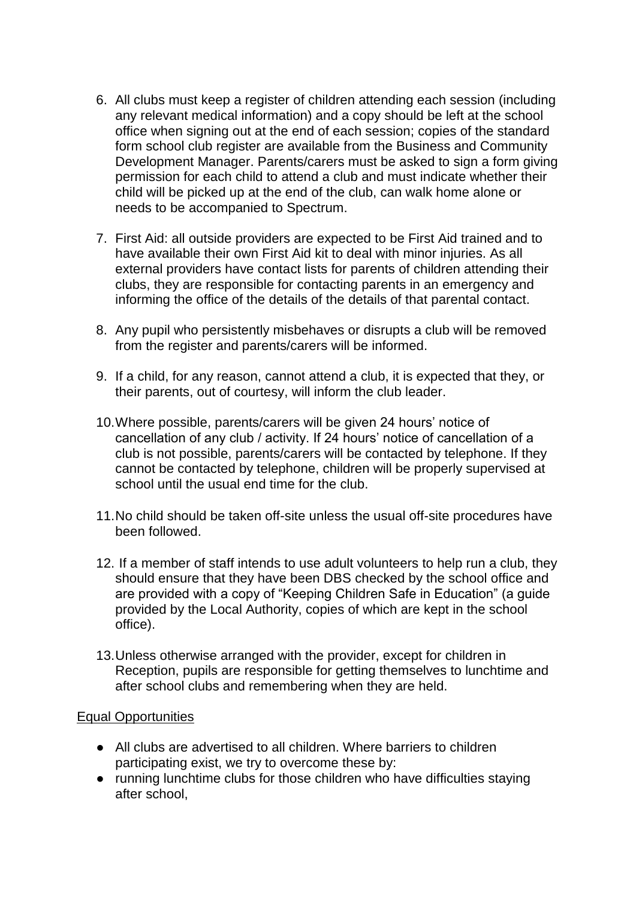6. All clubs must keep a register of children attending each session (including any relevant medical information) and a copy should be left at the school office when signing out at the end of each session; copies of the standard form school club register are available from the Business and Community Development Manager. Parents/carers must be asked to sign a form giving permission for each child to attend a club and must indicate whether their child will be picked up at the end of the club, can walk home alone or needs to be accompanied to Spectrum.

7. First Aid: all outside providers are expected to be First Aid trained and to have available their own First Aid kit to deal with minor injuries. As all external providers have contact lists for parents of children attending their clubs, they are responsible for contacting parents in an emergency and informing the office of the details of the details of that parental contact.

8. Any pupil who persistently misbehaves or disrupts a club will be removed from the register and parents/carers will be informed.

9. If a child, for any reason, cannot attend a club, it is expected that they, or their parents, out of courtesy, will inform the club leader.

10. Where possible, parents/carers will be given 24 hours' notice of cancellation of any club / activity. If 24 hours' notice of cancellation of a club is not possible, parents/carers will be contacted by telephone. If they cannot be contacted by telephone, children will be properly supervised at school until the usual end time for the club.

11. No child should be taken off-site unless the usual off-site procedures have been followed.

12. If a member of staff intends to use adult volunteers to help run a club, they should ensure that they have been DBS checked by the school office and are provided with a copy of "Keeping Children Safe in Education" (a guide provided by the Local Authority, copies of which are kept in the school office).

13. Unless otherwise arranged with the provider, except for children in Reception, pupils are responsible for getting themselves to lunchtime and after school clubs and remembering when they are held.

<u>Equal Opportunities</u>

- All clubs are advertised to all children. Where barriers to children participating exist, we try to overcome these by:
- running lunchtime clubs for those children who have difficulties staying after school,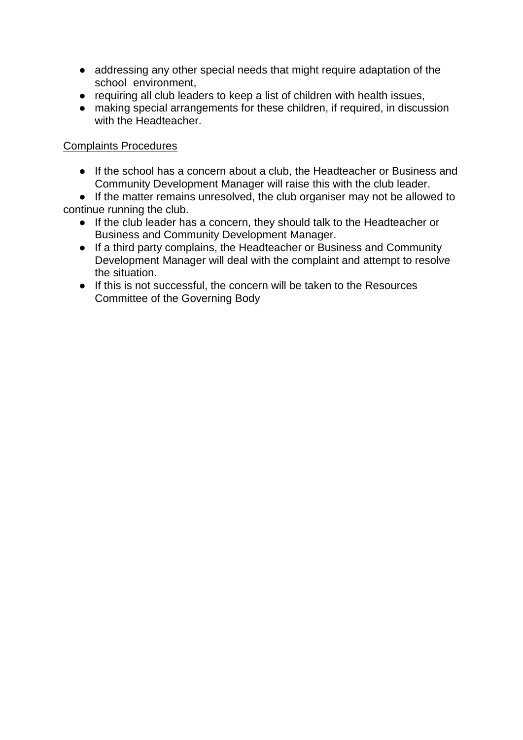- addressing any other special needs that might require adaptation of the school environment,
- requiring all club leaders to keep a list of children with health issues,
- making special arrangements for these children, if required, in discussion with the Headteacher.

Complaints Procedures

- If the school has a concern about a club, the Headteacher or Business and Community Development Manager will raise this with the club leader.
- If the matter remains unresolved, the club organiser may not be allowed to continue running the club.
- If the club leader has a concern, they should talk to the Headteacher or Business and Community Development Manager.
- If a third party complains, the Headteacher or Business and Community Development Manager will deal with the complaint and attempt to resolve the situation.
- If this is not successful, the concern will be taken to the Resources Committee of the Governing Body